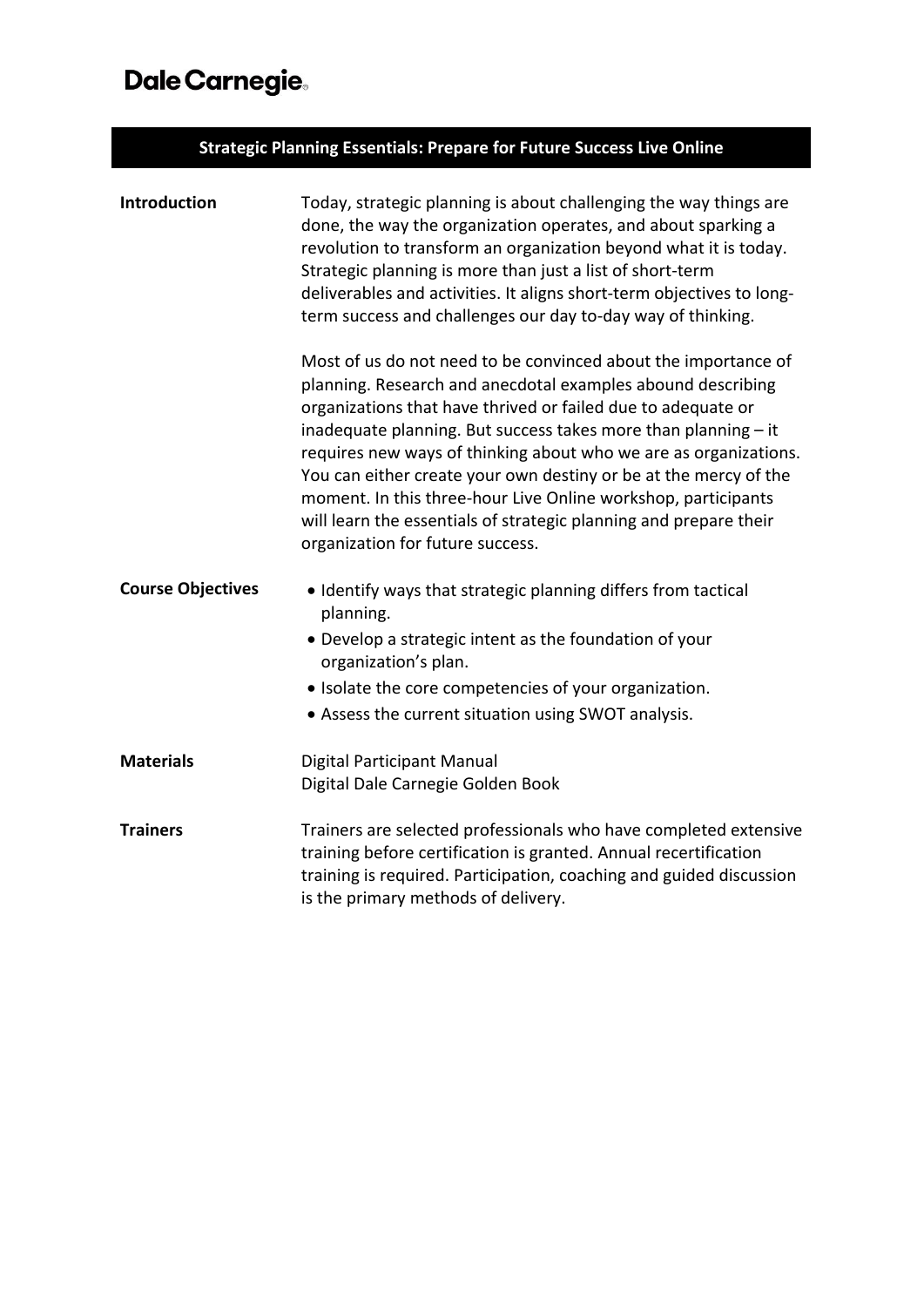**Dale Carnegie**

# Strategic Planning Essentials: Prepare for Future Success Live Online

## Introduction

Today, strategic planning is about challenging the way things are done, the way the organization operates, and about sparking a revolution to transform an organization beyond what it is today. Strategic planning is more than just a list of short-term deliverables and activities. It aligns short-term objectives to long-term success and challenges our day to-day way of thinking.

Most of us do not need to be convinced about the importance of planning. Research and anecdotal examples abound describing organizations that have thrived or failed due to adequate or inadequate planning. But success takes more than planning – it requires new ways of thinking about who we are as organizations. You can either create your own destiny or be at the mercy of the moment. In this three-hour Live Online workshop, participants will learn the essentials of strategic planning and prepare their organization for future success.

## Course Objectives

- Identify ways that strategic planning differs from tactical planning.
- Develop a strategic intent as the foundation of your organization's plan.
- Isolate the core competencies of your organization.
- Assess the current situation using SWOT analysis.

## Materials

Digital Participant Manual
Digital Dale Carnegie Golden Book

## Trainers

Trainers are selected professionals who have completed extensive training before certification is granted. Annual recertification training is required. Participation, coaching and guided discussion is the primary methods of delivery.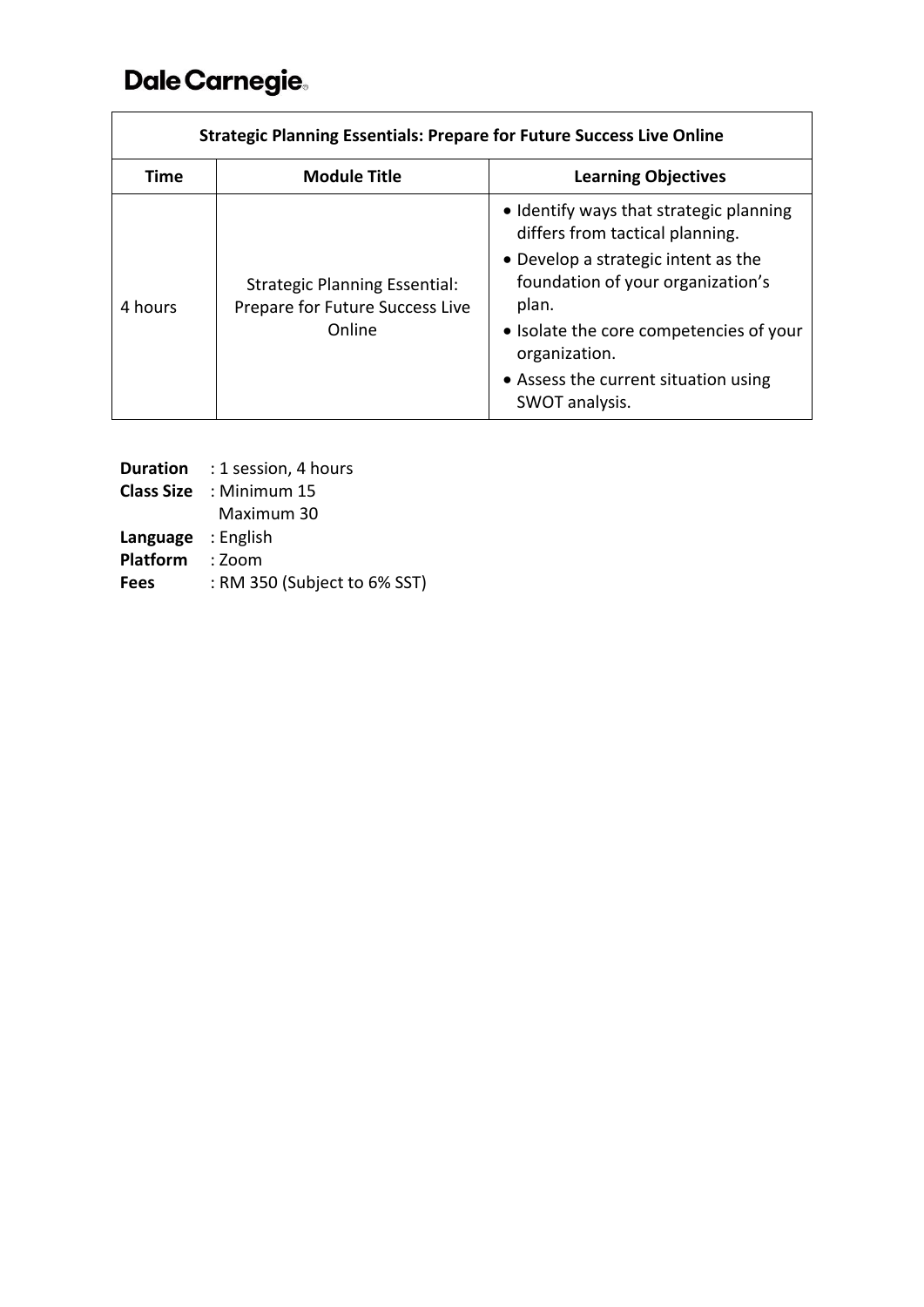Dale Carnegie

| Strategic Planning Essentials: Prepare for Future Success Live Online | | |
|---|---|---|
| **Time** | **Module Title** | **Learning Objectives** |
| 4 hours | Strategic Planning Essential: Prepare for Future Success Live Online | • Identify ways that strategic planning differs from tactical planning.<br>• Develop a strategic intent as the foundation of your organization's plan.<br>• Isolate the core competencies of your organization.<br>• Assess the current situation using SWOT analysis. |

**Duration** : 1 session, 4 hours
**Class Size** : Minimum 15
Maximum 30
**Language** : English
**Platform** : Zoom
**Fees** : RM 350 (Subject to 6% SST)